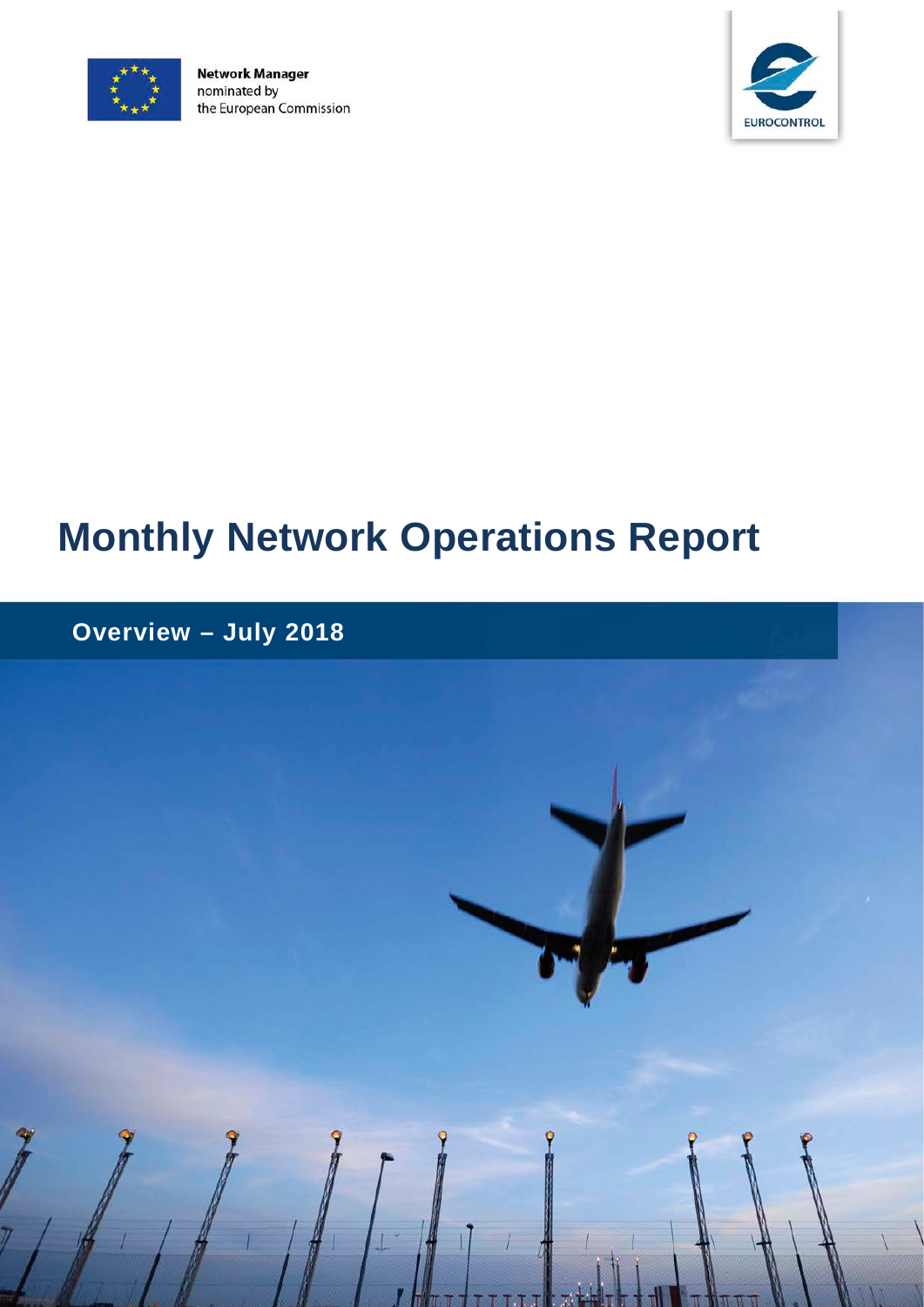Network Manager
nominated by
the European Commission

EUROCONTROL

# Monthly Network Operations Report

## Overview – July 2018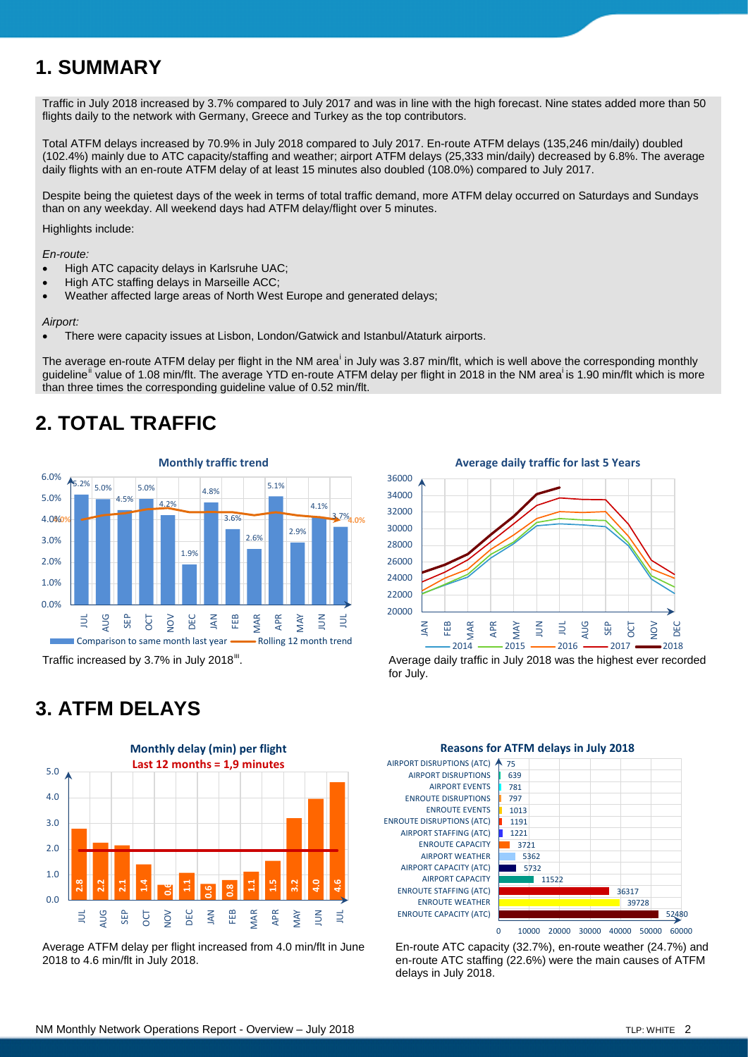# 1. SUMMARY

Traffic in July 2018 increased by 3.7% compared to July 2017 and was in line with the high forecast. Nine states added more than 50 flights daily to the network with Germany, Greece and Turkey as the top contributors.

Total ATFM delays increased by 70.9% in July 2018 compared to July 2017. En-route ATFM delays (135,246 min/daily) doubled (102.4%) mainly due to ATC capacity/staffing and weather; airport ATFM delays (25,333 min/daily) decreased by 6.8%. The average daily flights with an en-route ATFM delay of at least 15 minutes also doubled (108.0%) compared to July 2017.

Despite being the quietest days of the week in terms of total traffic demand, more ATFM delay occurred on Saturdays and Sundays than on any weekday. All weekend days had ATFM delay/flight over 5 minutes.

Highlights include:

*En-route:*

- High ATC capacity delays in Karlsruhe UAC;
- High ATC staffing delays in Marseille ACC;
- Weather affected large areas of North West Europe and generated delays;

*Airport:*

- There were capacity issues at Lisbon, London/Gatwick and Istanbul/Ataturk airports.

The average en-route ATFM delay per flight in the NM area[i] in July was 3.87 min/flt, which is well above the corresponding monthly guideline[ii] value of 1.08 min/flt. The average YTD en-route ATFM delay per flight in 2018 in the NM area[i] is 1.90 min/flt which is more than three times the corresponding guideline value of 0.52 min/flt.

# 2. TOTAL TRAFFIC

**Monthly traffic trend**

| Month | Comparison to same month last year |
|---|---|
| JUL | 5.2% |
| AUG | 5.0% |
| SEP | 4.5% |
| OCT | 5.0% |
| NOV | 4.2% |
| DEC | 1.9% |
| JAN | 4.8% |
| FEB | 3.6% |
| MAR | 2.6% |
| APR | 5.1% |
| MAY | 2.9% |
| JUN | 4.1% |
| JUL | 3.7% |

Rolling 12 month trend: 4.0% (start) – 4.0% (end)

Traffic increased by 3.7% in July 2018[iii].

**Average daily traffic for last 5 Years** (2014, 2015, 2016, 2017, 2018)

Average daily traffic in July 2018 was the highest ever recorded for July.

# 3. ATFM DELAYS

**Monthly delay (min) per flight**
**Last 12 months = 1,9 minutes**

| Month | Delay (min) per flight |
|---|---|
| JUL | 2.8 |
| AUG | 2.2 |
| SEP | 2.1 |
| OCT | 1.4 |
| NOV | 0.6 |
| DEC | 1.1 |
| JAN | 0.6 |
| FEB | 0.8 |
| MAR | 1.1 |
| APR | 1.5 |
| MAY | 3.2 |
| JUN | 4.0 |
| JUL | 4.6 |

Average ATFM delay per flight increased from 4.0 min/flt in June 2018 to 4.6 min/flt in July 2018.

**Reasons for ATFM delays in July 2018**

| Reason | Delay (min) |
|---|---|
| AIRPORT DISRUPTIONS (ATC) | 75 |
| AIRPORT DISRUPTIONS | 639 |
| AIRPORT EVENTS | 781 |
| ENROUTE DISRUPTIONS | 797 |
| ENROUTE EVENTS | 1013 |
| ENROUTE DISRUPTIONS (ATC) | 1191 |
| AIRPORT STAFFING (ATC) | 1221 |
| ENROUTE CAPACITY | 3721 |
| AIRPORT WEATHER | 5362 |
| AIRPORT CAPACITY (ATC) | 5732 |
| AIRPORT CAPACITY | 11522 |
| ENROUTE STAFFING (ATC) | 36317 |
| ENROUTE WEATHER | 39728 |
| ENROUTE CAPACITY (ATC) | 52480 |

En-route ATC capacity (32.7%), en-route weather (24.7%) and en-route ATC staffing (22.6%) were the main causes of ATFM delays in July 2018.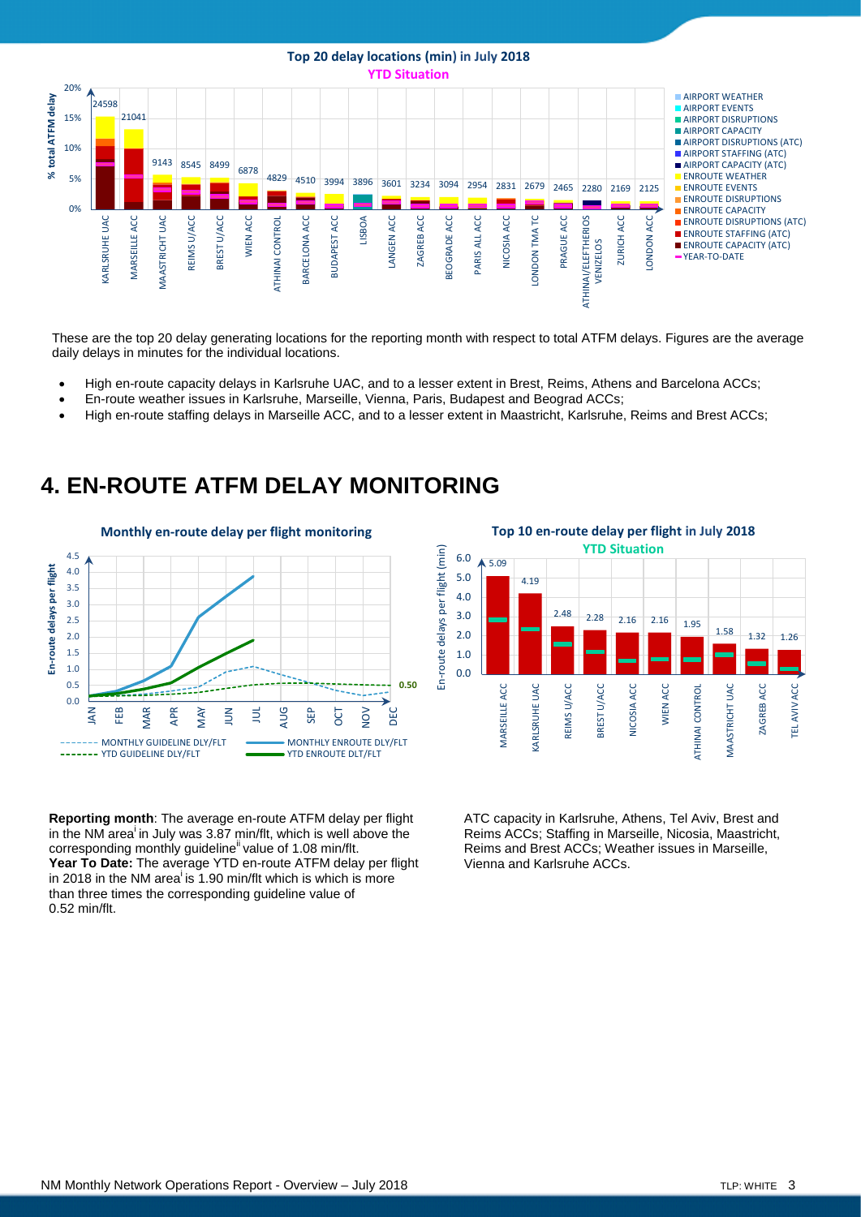These are the top 20 delay generating locations for the reporting month with respect to total ATFM delays. Figures are the average daily delays in minutes for the individual locations.

- High en-route capacity delays in Karlsruhe UAC, and to a lesser extent in Brest, Reims, Athens and Barcelona ACCs;
- En-route weather issues in Karlsruhe, Marseille, Vienna, Paris, Budapest and Beograd ACCs;
- High en-route staffing delays in Marseille ACC, and to a lesser extent in Maastricht, Karlsruhe, Reims and Brest ACCs;

# 4. EN-ROUTE ATFM DELAY MONITORING

**Reporting month**: The average en-route ATFM delay per flight in the NM area[i] in July was 3.87 min/flt, which is well above the corresponding monthly guideline[ii] value of 1.08 min/flt.

**Year To Date:** The average YTD en-route ATFM delay per flight in 2018 in the NM area[i] is 1.90 min/flt which is which is more than three times the corresponding guideline value of 0.52 min/flt.

ATC capacity in Karlsruhe, Athens, Tel Aviv, Brest and Reims ACCs; Staffing in Marseille, Nicosia, Maastricht, Reims and Brest ACCs; Weather issues in Marseille, Vienna and Karlsruhe ACCs.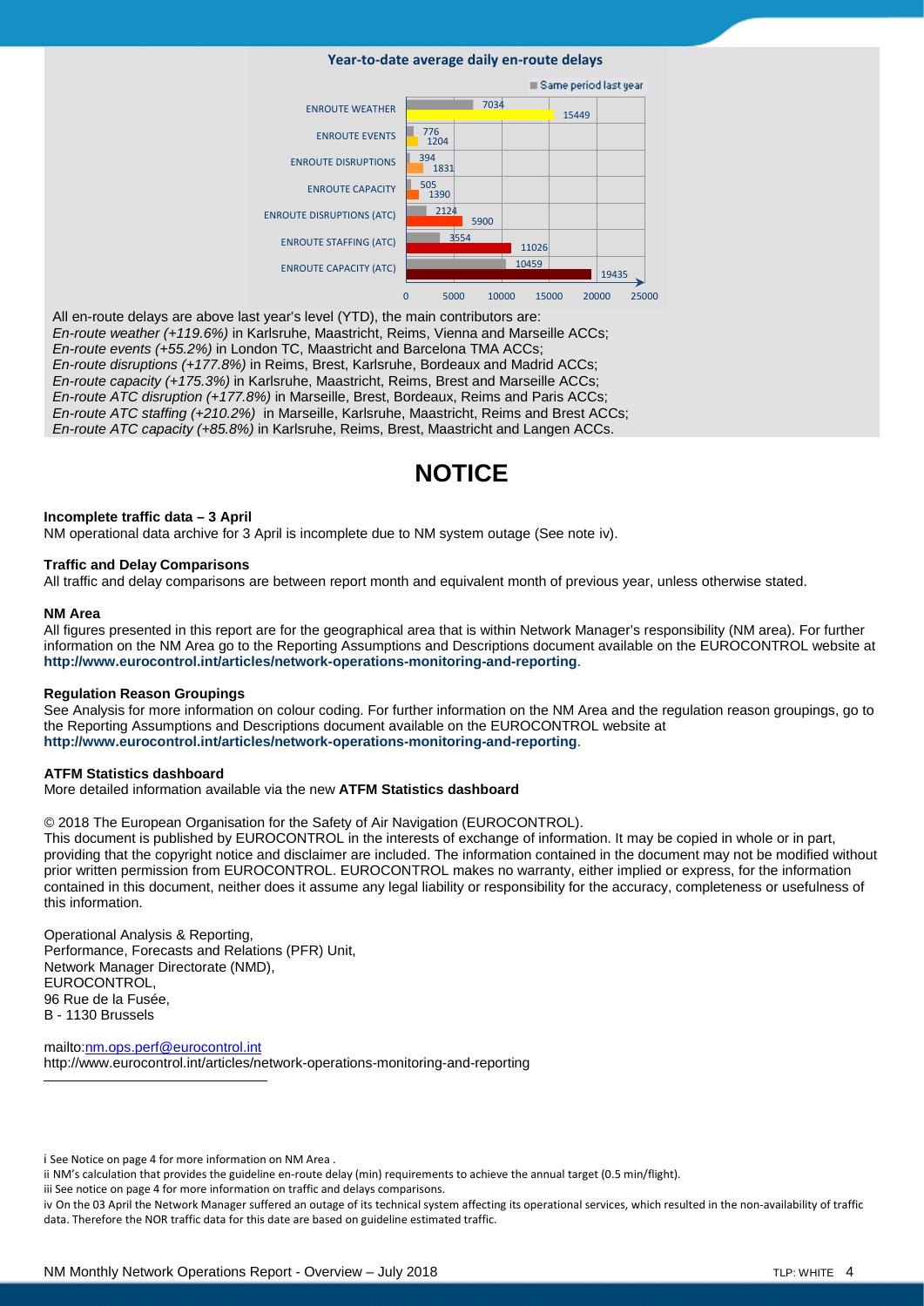Year-to-date average daily en-route delays

Same period last year

ENROUTE WEATHER 7034 15449
ENROUTE EVENTS 776 1204
ENROUTE DISRUPTIONS 394 1831
ENROUTE CAPACITY 505 1390
ENROUTE DISRUPTIONS (ATC) 2124 5900
ENROUTE STAFFING (ATC) 3554 11026
ENROUTE CAPACITY (ATC) 10459 19435

0 5000 10000 15000 20000 25000

All en-route delays are above last year's level (YTD), the main contributors are:
*En-route weather (+119.6%)* in Karlsruhe, Maastricht, Reims, Vienna and Marseille ACCs;
*En-route events (+55.2%)* in London TC, Maastricht and Barcelona TMA ACCs;
*En-route disruptions (+177.8%)* in Reims, Brest, Karlsruhe, Bordeaux and Madrid ACCs;
*En-route capacity (+175.3%)* in Karlsruhe, Maastricht, Reims, Brest and Marseille ACCs;
*En-route ATC disruption (+177.8%)* in Marseille, Brest, Bordeaux, Reims and Paris ACCs;
*En-route ATC staffing (+210.2%)* in Marseille, Karlsruhe, Maastricht, Reims and Brest ACCs;
*En-route ATC capacity (+85.8%)* in Karlsruhe, Reims, Brest, Maastricht and Langen ACCs.

# NOTICE

**Incomplete traffic data – 3 April**
NM operational data archive for 3 April is incomplete due to NM system outage (See note iv).

**Traffic and Delay Comparisons**
All traffic and delay comparisons are between report month and equivalent month of previous year, unless otherwise stated.

**NM Area**
All figures presented in this report are for the geographical area that is within Network Manager's responsibility (NM area). For further information on the NM Area go to the Reporting Assumptions and Descriptions document available on the EUROCONTROL website at **http://www.eurocontrol.int/articles/network-operations-monitoring-and-reporting**.

**Regulation Reason Groupings**
See Analysis for more information on colour coding. For further information on the NM Area and the regulation reason groupings, go to the Reporting Assumptions and Descriptions document available on the EUROCONTROL website at **http://www.eurocontrol.int/articles/network-operations-monitoring-and-reporting**.

**ATFM Statistics dashboard**
More detailed information available via the new **ATFM Statistics dashboard**

© 2018 The European Organisation for the Safety of Air Navigation (EUROCONTROL).
This document is published by EUROCONTROL in the interests of exchange of information. It may be copied in whole or in part, providing that the copyright notice and disclaimer are included. The information contained in the document may not be modified without prior written permission from EUROCONTROL. EUROCONTROL makes no warranty, either implied or express, for the information contained in this document, neither does it assume any legal liability or responsibility for the accuracy, completeness or usefulness of this information.

Operational Analysis & Reporting,
Performance, Forecasts and Relations (PFR) Unit,
Network Manager Directorate (NMD),
EUROCONTROL,
96 Rue de la Fusée,
B - 1130 Brussels

mailto:nm.ops.perf@eurocontrol.int
http://www.eurocontrol.int/articles/network-operations-monitoring-and-reporting

i See Notice on page 4 for more information on NM Area .
ii NM's calculation that provides the guideline en-route delay (min) requirements to achieve the annual target (0.5 min/flight).
iii See notice on page 4 for more information on traffic and delays comparisons.
iv On the 03 April the Network Manager suffered an outage of its technical system affecting its operational services, which resulted in the non-availability of traffic data. Therefore the NOR traffic data for this date are based on guideline estimated traffic.